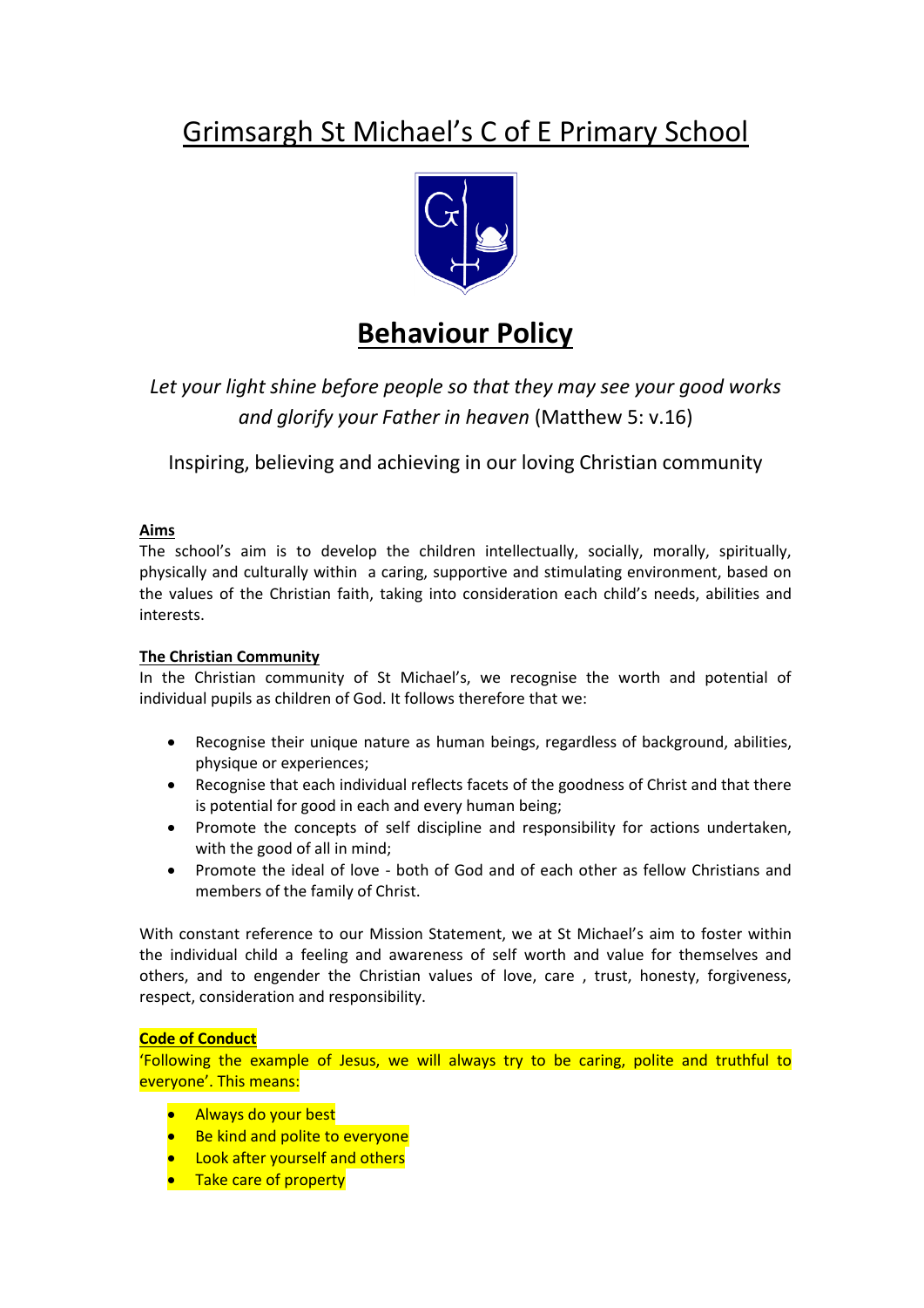# Grimsargh St Michael's C of E Primary School

## Behaviour Policy

*Let your light shine before people so that they may see your good works and glorify your Father in heaven* (Matthew 5: v.16)

Inspiring, believing and achieving in our loving Christian community

### Aims

The school's aim is to develop the children intellectually, socially, morally, spiritually, physically and culturally within a caring, supportive and stimulating environment, based on the values of the Christian faith, taking into consideration each child's needs, abilities and interests.

### The Christian Community

In the Christian community of St Michael's, we recognise the worth and potential of individual pupils as children of God. It follows therefore that we:

- Recognise their unique nature as human beings, regardless of background, abilities, physique or experiences;
- Recognise that each individual reflects facets of the goodness of Christ and that there is potential for good in each and every human being;
- Promote the concepts of self discipline and responsibility for actions undertaken, with the good of all in mind;
- Promote the ideal of love - both of God and of each other as fellow Christians and members of the family of Christ.

With constant reference to our Mission Statement, we at St Michael's aim to foster within the individual child a feeling and awareness of self worth and value for themselves and others, and to engender the Christian values of love, care , trust, honesty, forgiveness, respect, consideration and responsibility.

### Code of Conduct

'Following the example of Jesus, we will always try to be caring, polite and truthful to everyone'. This means:

- Always do your best
- Be kind and polite to everyone
- Look after yourself and others
- Take care of property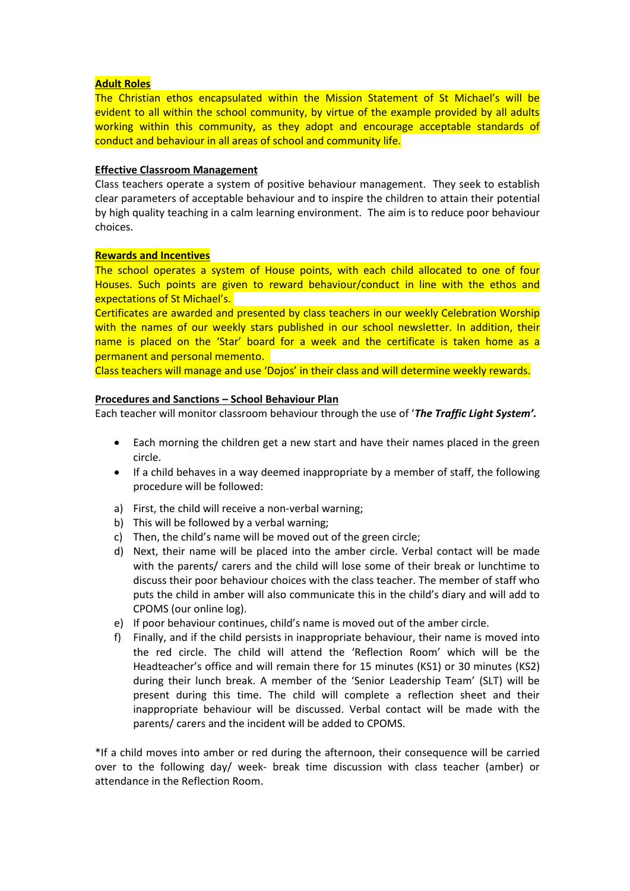**Adult Roles**

The Christian ethos encapsulated within the Mission Statement of St Michael's will be evident to all within the school community, by virtue of the example provided by all adults working within this community, as they adopt and encourage acceptable standards of conduct and behaviour in all areas of school and community life.

**Effective Classroom Management**

Class teachers operate a system of positive behaviour management. They seek to establish clear parameters of acceptable behaviour and to inspire the children to attain their potential by high quality teaching in a calm learning environment. The aim is to reduce poor behaviour choices.

**Rewards and Incentives**

The school operates a system of House points, with each child allocated to one of four Houses. Such points are given to reward behaviour/conduct in line with the ethos and expectations of St Michael's.

Certificates are awarded and presented by class teachers in our weekly Celebration Worship with the names of our weekly stars published in our school newsletter. In addition, their name is placed on the 'Star' board for a week and the certificate is taken home as a permanent and personal memento.

Class teachers will manage and use 'Dojos' in their class and will determine weekly rewards.

**Procedures and Sanctions – School Behaviour Plan**

Each teacher will monitor classroom behaviour through the use of '***The Traffic Light System'.***

- Each morning the children get a new start and have their names placed in the green circle.
- If a child behaves in a way deemed inappropriate by a member of staff, the following procedure will be followed:

a) First, the child will receive a non-verbal warning;
b) This will be followed by a verbal warning;
c) Then, the child's name will be moved out of the green circle;
d) Next, their name will be placed into the amber circle. Verbal contact will be made with the parents/ carers and the child will lose some of their break or lunchtime to discuss their poor behaviour choices with the class teacher. The member of staff who puts the child in amber will also communicate this in the child's diary and will add to CPOMS (our online log).
e) If poor behaviour continues, child's name is moved out of the amber circle.
f) Finally, and if the child persists in inappropriate behaviour, their name is moved into the red circle. The child will attend the 'Reflection Room' which will be the Headteacher's office and will remain there for 15 minutes (KS1) or 30 minutes (KS2) during their lunch break. A member of the 'Senior Leadership Team' (SLT) will be present during this time. The child will complete a reflection sheet and their inappropriate behaviour will be discussed. Verbal contact will be made with the parents/ carers and the incident will be added to CPOMS.

*If a child moves into amber or red during the afternoon, their consequence will be carried over to the following day/ week- break time discussion with class teacher (amber) or attendance in the Reflection Room.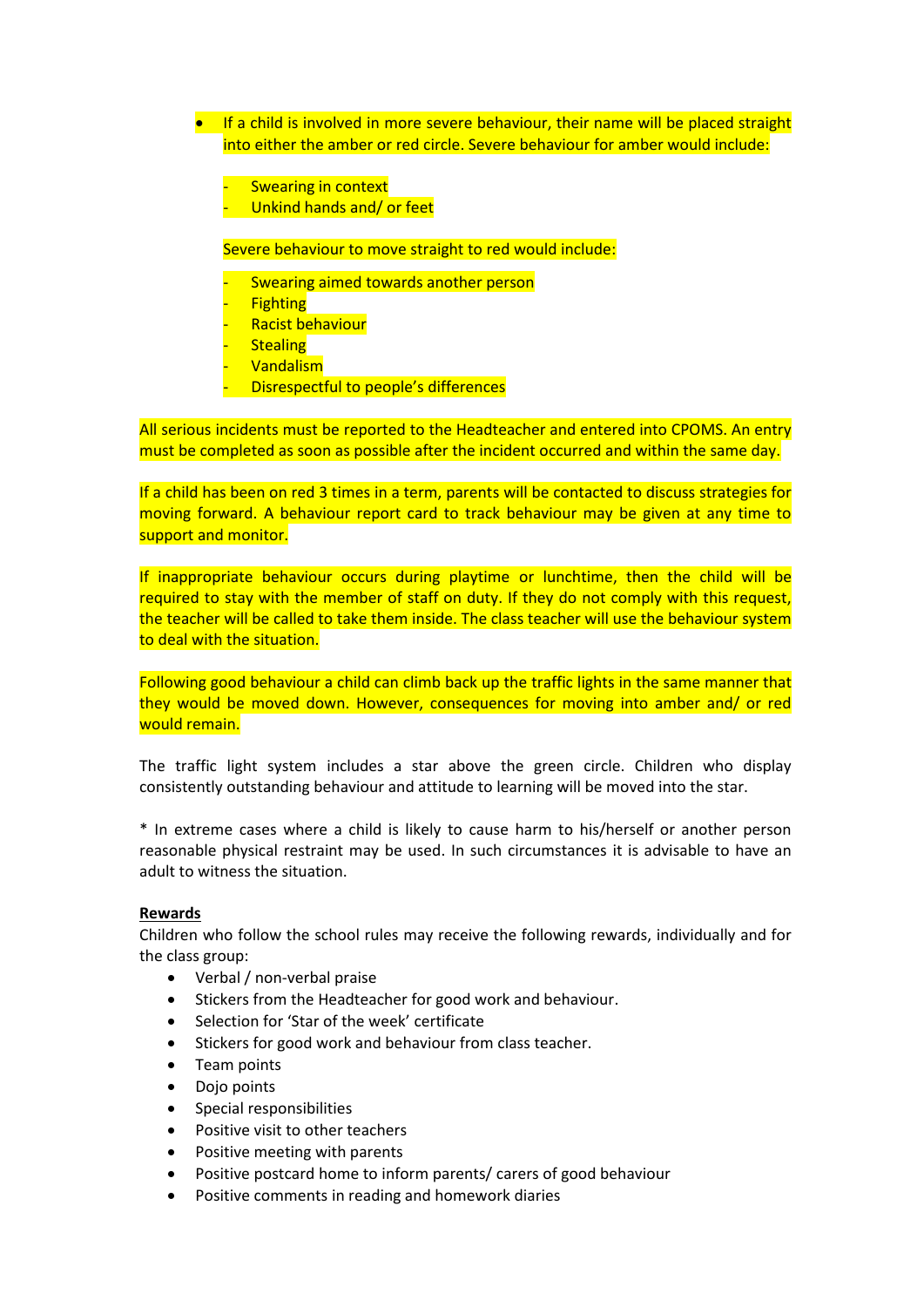- If a child is involved in more severe behaviour, their name will be placed straight into either the amber or red circle. Severe behaviour for amber would include:

  - Swearing in context
  - Unkind hands and/ or feet

  Severe behaviour to move straight to red would include:

  - Swearing aimed towards another person
  - Fighting
  - Racist behaviour
  - Stealing
  - Vandalism
  - Disrespectful to people's differences

All serious incidents must be reported to the Headteacher and entered into CPOMS. An entry must be completed as soon as possible after the incident occurred and within the same day.

If a child has been on red 3 times in a term, parents will be contacted to discuss strategies for moving forward. A behaviour report card to track behaviour may be given at any time to support and monitor.

If inappropriate behaviour occurs during playtime or lunchtime, then the child will be required to stay with the member of staff on duty. If they do not comply with this request, the teacher will be called to take them inside. The class teacher will use the behaviour system to deal with the situation.

Following good behaviour a child can climb back up the traffic lights in the same manner that they would be moved down. However, consequences for moving into amber and/ or red would remain.

The traffic light system includes a star above the green circle. Children who display consistently outstanding behaviour and attitude to learning will be moved into the star.

* In extreme cases where a child is likely to cause harm to his/herself or another person reasonable physical restraint may be used. In such circumstances it is advisable to have an adult to witness the situation.

**Rewards**

Children who follow the school rules may receive the following rewards, individually and for the class group:

- Verbal / non-verbal praise
- Stickers from the Headteacher for good work and behaviour.
- Selection for 'Star of the week' certificate
- Stickers for good work and behaviour from class teacher.
- Team points
- Dojo points
- Special responsibilities
- Positive visit to other teachers
- Positive meeting with parents
- Positive postcard home to inform parents/ carers of good behaviour
- Positive comments in reading and homework diaries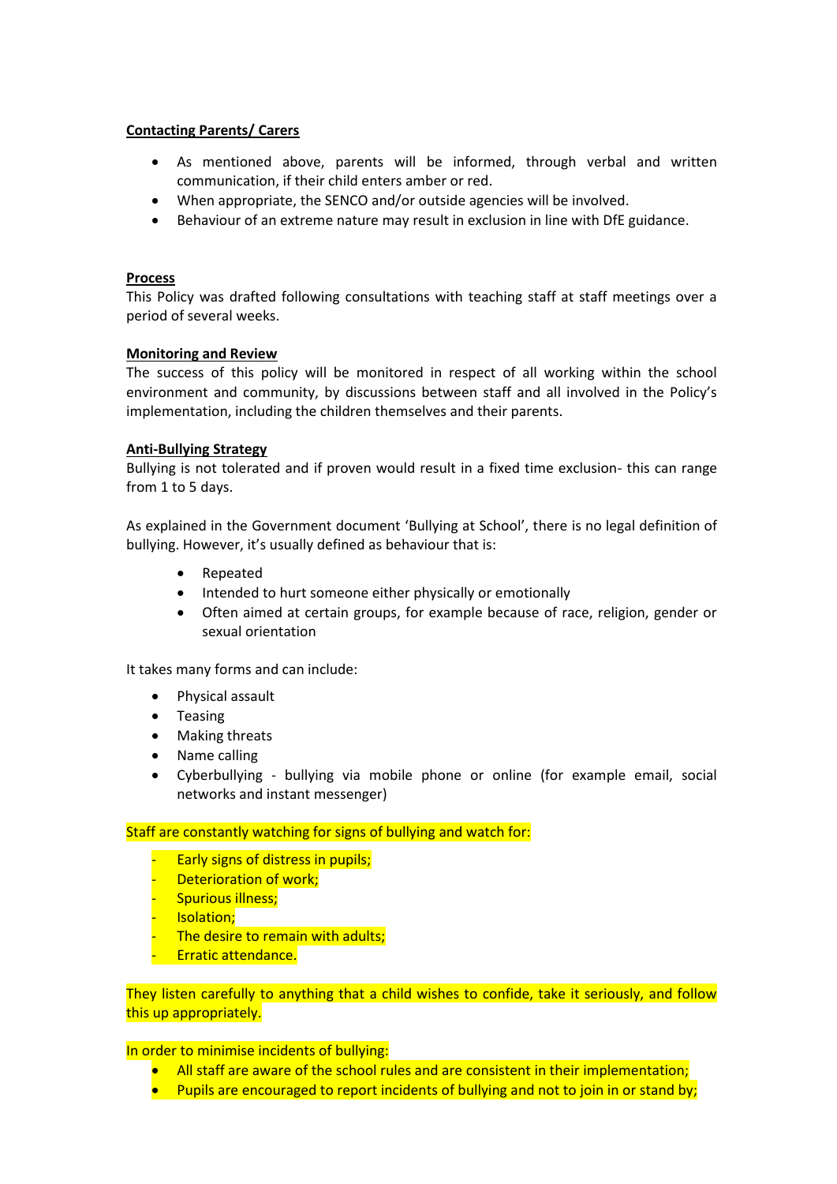**Contacting Parents/ Carers**

- As mentioned above, parents will be informed, through verbal and written communication, if their child enters amber or red.
- When appropriate, the SENCO and/or outside agencies will be involved.
- Behaviour of an extreme nature may result in exclusion in line with DfE guidance.

**Process**

This Policy was drafted following consultations with teaching staff at staff meetings over a period of several weeks.

**Monitoring and Review**

The success of this policy will be monitored in respect of all working within the school environment and community, by discussions between staff and all involved in the Policy's implementation, including the children themselves and their parents.

**Anti-Bullying Strategy**

Bullying is not tolerated and if proven would result in a fixed time exclusion- this can range from 1 to 5 days.

As explained in the Government document 'Bullying at School', there is no legal definition of bullying. However, it's usually defined as behaviour that is:

- Repeated
- Intended to hurt someone either physically or emotionally
- Often aimed at certain groups, for example because of race, religion, gender or sexual orientation

It takes many forms and can include:

- Physical assault
- Teasing
- Making threats
- Name calling
- Cyberbullying - bullying via mobile phone or online (for example email, social networks and instant messenger)

Staff are constantly watching for signs of bullying and watch for:

- Early signs of distress in pupils;
- Deterioration of work;
- Spurious illness;
- Isolation;
- The desire to remain with adults;
- Erratic attendance.

They listen carefully to anything that a child wishes to confide, take it seriously, and follow this up appropriately.

In order to minimise incidents of bullying:

- All staff are aware of the school rules and are consistent in their implementation;
- Pupils are encouraged to report incidents of bullying and not to join in or stand by;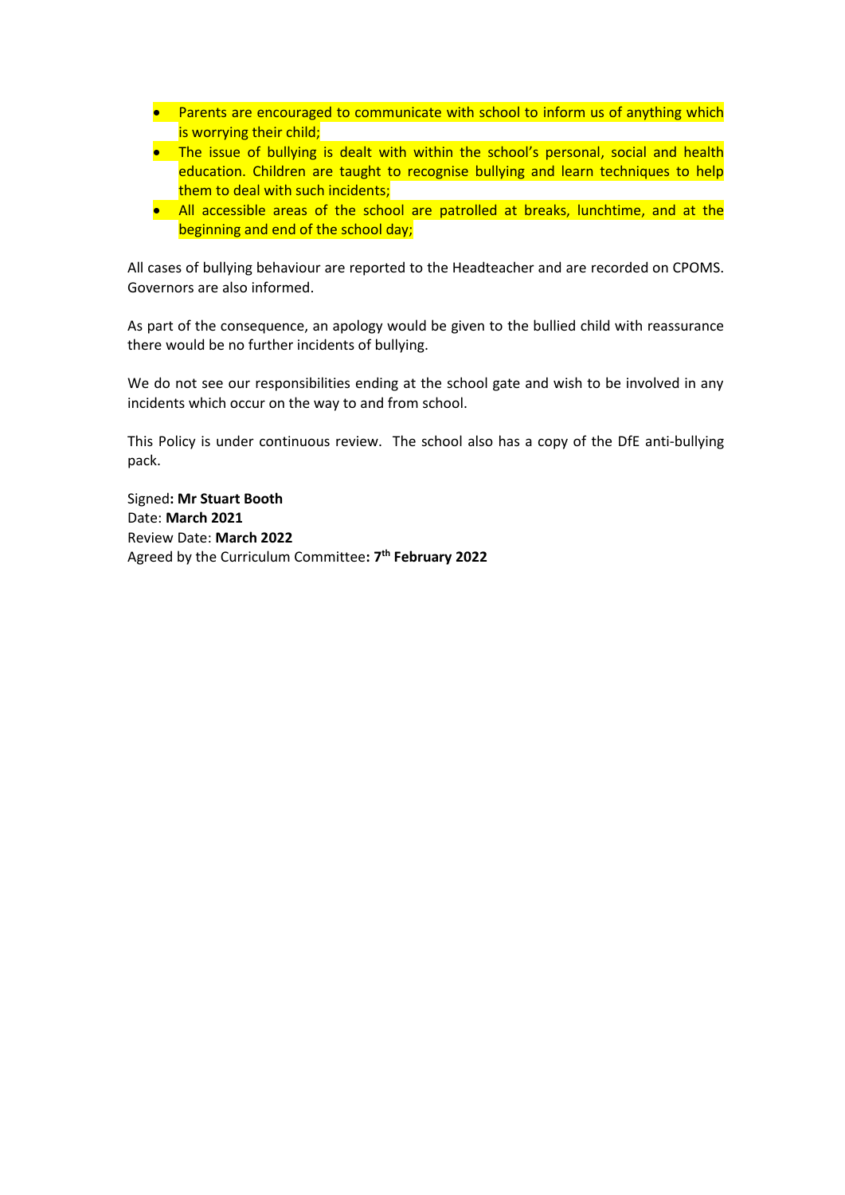- Parents are encouraged to communicate with school to inform us of anything which is worrying their child;
- The issue of bullying is dealt with within the school's personal, social and health education. Children are taught to recognise bullying and learn techniques to help them to deal with such incidents;
- All accessible areas of the school are patrolled at breaks, lunchtime, and at the beginning and end of the school day;

All cases of bullying behaviour are reported to the Headteacher and are recorded on CPOMS. Governors are also informed.

As part of the consequence, an apology would be given to the bullied child with reassurance there would be no further incidents of bullying.

We do not see our responsibilities ending at the school gate and wish to be involved in any incidents which occur on the way to and from school.

This Policy is under continuous review. The school also has a copy of the DfE anti-bullying pack.

Signed**: Mr Stuart Booth**
Date: **March 2021**
Review Date: **March 2022**
Agreed by the Curriculum Committee**: 7th February 2022**